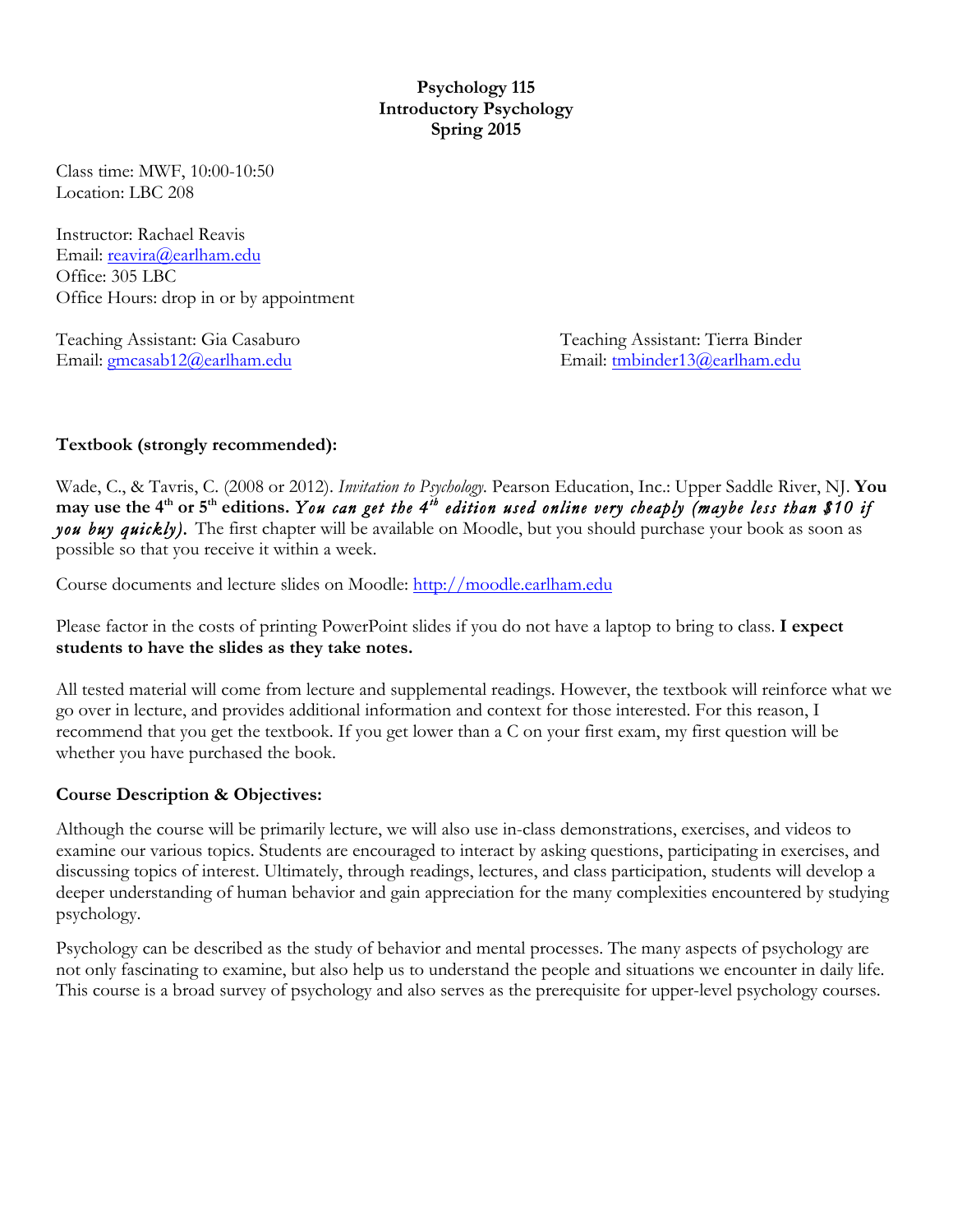**Psychology 115**
**Introductory Psychology**
**Spring 2015**

Class time: MWF, 10:00-10:50
Location: LBC 208

Instructor: Rachael Reavis
Email: reavira@earlham.edu
Office: 305 LBC
Office Hours: drop in or by appointment

Teaching Assistant: Gia Casaburo
Email: gmcasab12@earlham.edu

Teaching Assistant: Tierra Binder
Email: tmbinder13@earlham.edu

**Textbook (strongly recommended):**

Wade, C., & Tavris, C. (2008 or 2012). *Invitation to Psychology.* Pearson Education, Inc.: Upper Saddle River, NJ. **You may use the 4th or 5th editions.** ***You can get the 4th edition used online very cheaply (maybe less than $10 if you buy quickly).*** The first chapter will be available on Moodle, but you should purchase your book as soon as possible so that you receive it within a week.

Course documents and lecture slides on Moodle: http://moodle.earlham.edu

Please factor in the costs of printing PowerPoint slides if you do not have a laptop to bring to class. **I expect students to have the slides as they take notes.**

All tested material will come from lecture and supplemental readings. However, the textbook will reinforce what we go over in lecture, and provides additional information and context for those interested. For this reason, I recommend that you get the textbook. If you get lower than a C on your first exam, my first question will be whether you have purchased the book.

**Course Description & Objectives:**

Although the course will be primarily lecture, we will also use in-class demonstrations, exercises, and videos to examine our various topics. Students are encouraged to interact by asking questions, participating in exercises, and discussing topics of interest. Ultimately, through readings, lectures, and class participation, students will develop a deeper understanding of human behavior and gain appreciation for the many complexities encountered by studying psychology.

Psychology can be described as the study of behavior and mental processes. The many aspects of psychology are not only fascinating to examine, but also help us to understand the people and situations we encounter in daily life. This course is a broad survey of psychology and also serves as the prerequisite for upper-level psychology courses.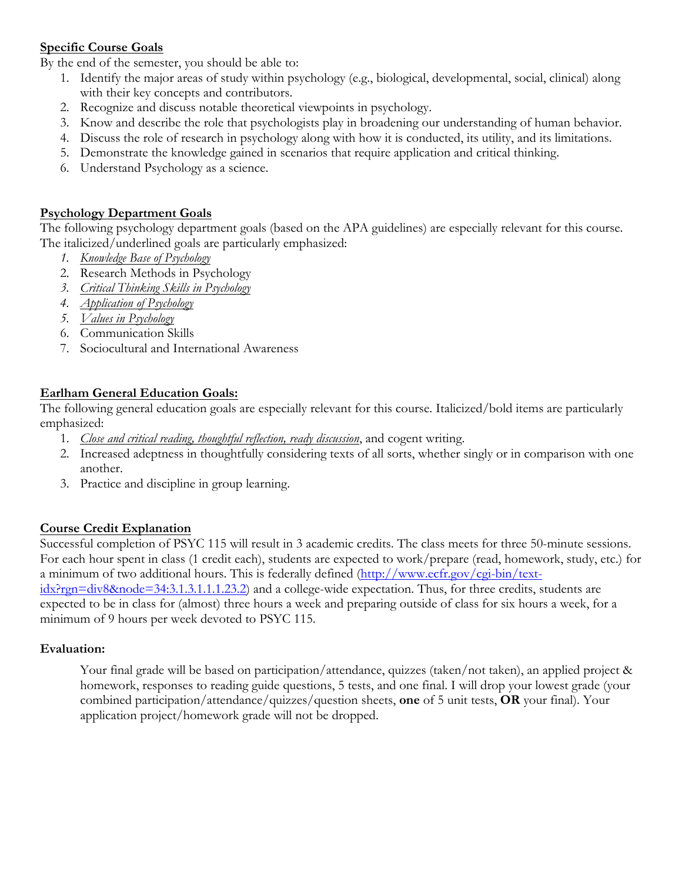## Specific Course Goals

By the end of the semester, you should be able to:

1. Identify the major areas of study within psychology (e.g., biological, developmental, social, clinical) along with their key concepts and contributors.
2. Recognize and discuss notable theoretical viewpoints in psychology.
3. Know and describe the role that psychologists play in broadening our understanding of human behavior.
4. Discuss the role of research in psychology along with how it is conducted, its utility, and its limitations.
5. Demonstrate the knowledge gained in scenarios that require application and critical thinking.
6. Understand Psychology as a science.

## Psychology Department Goals

The following psychology department goals (based on the APA guidelines) are especially relevant for this course. The italicized/underlined goals are particularly emphasized:

1. *Knowledge Base of Psychology*
2. Research Methods in Psychology
3. *Critical Thinking Skills in Psychology*
4. *Application of Psychology*
5. *Values in Psychology*
6. Communication Skills
7. Sociocultural and International Awareness

## Earlham General Education Goals:

The following general education goals are especially relevant for this course. Italicized/bold items are particularly emphasized:

1. *Close and critical reading, thoughtful reflection, ready discussion*, and cogent writing.
2. Increased adeptness in thoughtfully considering texts of all sorts, whether singly or in comparison with one another.
3. Practice and discipline in group learning.

## Course Credit Explanation

Successful completion of PSYC 115 will result in 3 academic credits. The class meets for three 50-minute sessions. For each hour spent in class (1 credit each), students are expected to work/prepare (read, homework, study, etc.) for a minimum of two additional hours. This is federally defined (http://www.ecfr.gov/cgi-bin/text-idx?rgn=div8&node=34:3.1.3.1.1.1.23.2) and a college-wide expectation. Thus, for three credits, students are expected to be in class for (almost) three hours a week and preparing outside of class for six hours a week, for a minimum of 9 hours per week devoted to PSYC 115.

### Evaluation:

Your final grade will be based on participation/attendance, quizzes (taken/not taken), an applied project & homework, responses to reading guide questions, 5 tests, and one final. I will drop your lowest grade (your combined participation/attendance/quizzes/question sheets, **one** of 5 unit tests, **OR** your final). Your application project/homework grade will not be dropped.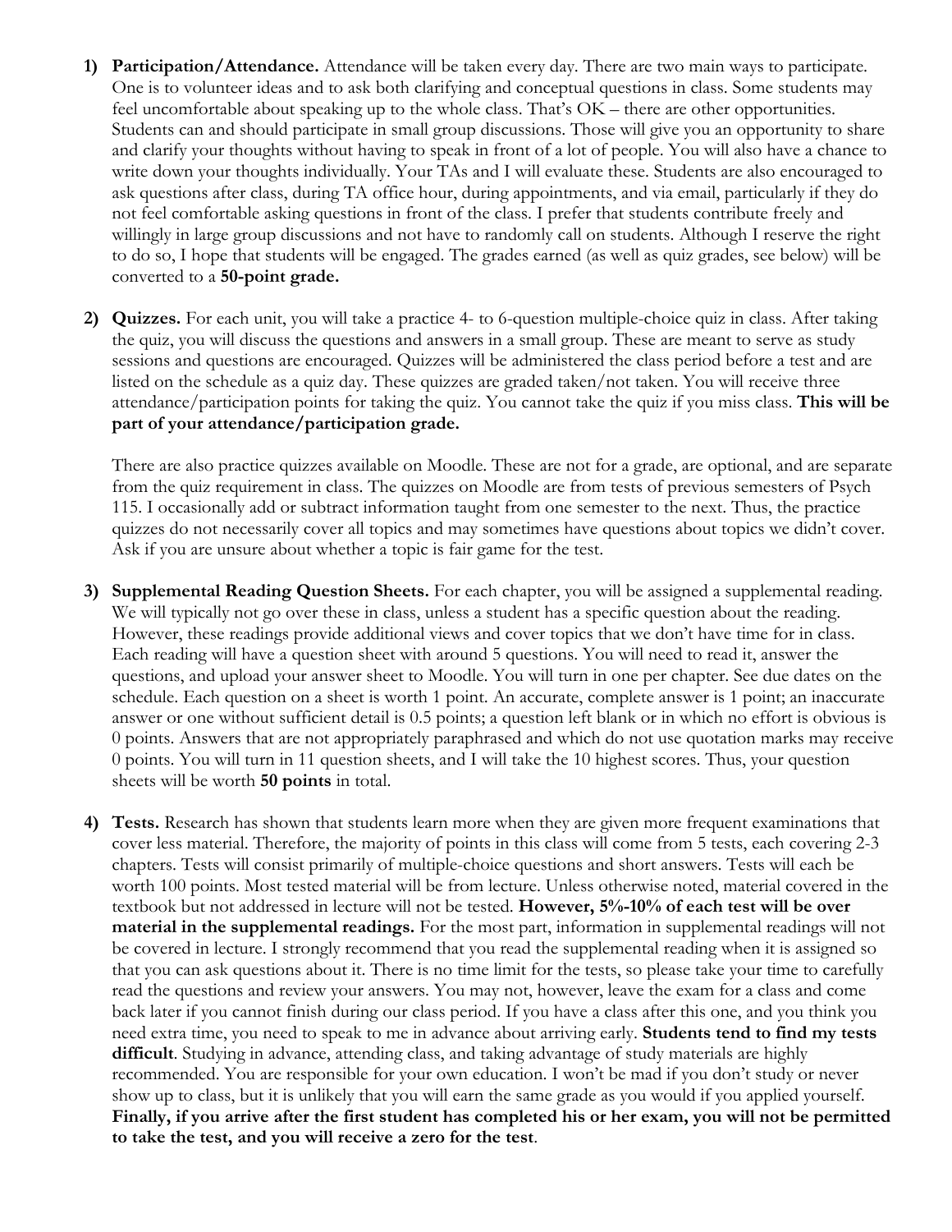1) **Participation/Attendance.** Attendance will be taken every day. There are two main ways to participate. One is to volunteer ideas and to ask both clarifying and conceptual questions in class. Some students may feel uncomfortable about speaking up to the whole class. That's OK – there are other opportunities. Students can and should participate in small group discussions. Those will give you an opportunity to share and clarify your thoughts without having to speak in front of a lot of people. You will also have a chance to write down your thoughts individually. Your TAs and I will evaluate these. Students are also encouraged to ask questions after class, during TA office hour, during appointments, and via email, particularly if they do not feel comfortable asking questions in front of the class. I prefer that students contribute freely and willingly in large group discussions and not have to randomly call on students. Although I reserve the right to do so, I hope that students will be engaged. The grades earned (as well as quiz grades, see below) will be converted to a **50-point grade.**

2) **Quizzes.** For each unit, you will take a practice 4- to 6-question multiple-choice quiz in class. After taking the quiz, you will discuss the questions and answers in a small group. These are meant to serve as study sessions and questions are encouraged. Quizzes will be administered the class period before a test and are listed on the schedule as a quiz day. These quizzes are graded taken/not taken. You will receive three attendance/participation points for taking the quiz. You cannot take the quiz if you miss class. **This will be part of your attendance/participation grade.**

   There are also practice quizzes available on Moodle. These are not for a grade, are optional, and are separate from the quiz requirement in class. The quizzes on Moodle are from tests of previous semesters of Psych 115. I occasionally add or subtract information taught from one semester to the next. Thus, the practice quizzes do not necessarily cover all topics and may sometimes have questions about topics we didn't cover. Ask if you are unsure about whether a topic is fair game for the test.

3) **Supplemental Reading Question Sheets.** For each chapter, you will be assigned a supplemental reading. We will typically not go over these in class, unless a student has a specific question about the reading. However, these readings provide additional views and cover topics that we don't have time for in class. Each reading will have a question sheet with around 5 questions. You will need to read it, answer the questions, and upload your answer sheet to Moodle. You will turn in one per chapter. See due dates on the schedule. Each question on a sheet is worth 1 point. An accurate, complete answer is 1 point; an inaccurate answer or one without sufficient detail is 0.5 points; a question left blank or in which no effort is obvious is 0 points. Answers that are not appropriately paraphrased and which do not use quotation marks may receive 0 points. You will turn in 11 question sheets, and I will take the 10 highest scores. Thus, your question sheets will be worth **50 points** in total.

4) **Tests.** Research has shown that students learn more when they are given more frequent examinations that cover less material. Therefore, the majority of points in this class will come from 5 tests, each covering 2-3 chapters. Tests will consist primarily of multiple-choice questions and short answers. Tests will each be worth 100 points. Most tested material will be from lecture. Unless otherwise noted, material covered in the textbook but not addressed in lecture will not be tested. **However, 5%-10% of each test will be over material in the supplemental readings.** For the most part, information in supplemental readings will not be covered in lecture. I strongly recommend that you read the supplemental reading when it is assigned so that you can ask questions about it. There is no time limit for the tests, so please take your time to carefully read the questions and review your answers. You may not, however, leave the exam for a class and come back later if you cannot finish during our class period. If you have a class after this one, and you think you need extra time, you need to speak to me in advance about arriving early. **Students tend to find my tests difficult**. Studying in advance, attending class, and taking advantage of study materials are highly recommended. You are responsible for your own education. I won't be mad if you don't study or never show up to class, but it is unlikely that you will earn the same grade as you would if you applied yourself. **Finally, if you arrive after the first student has completed his or her exam, you will not be permitted to take the test, and you will receive a zero for the test**.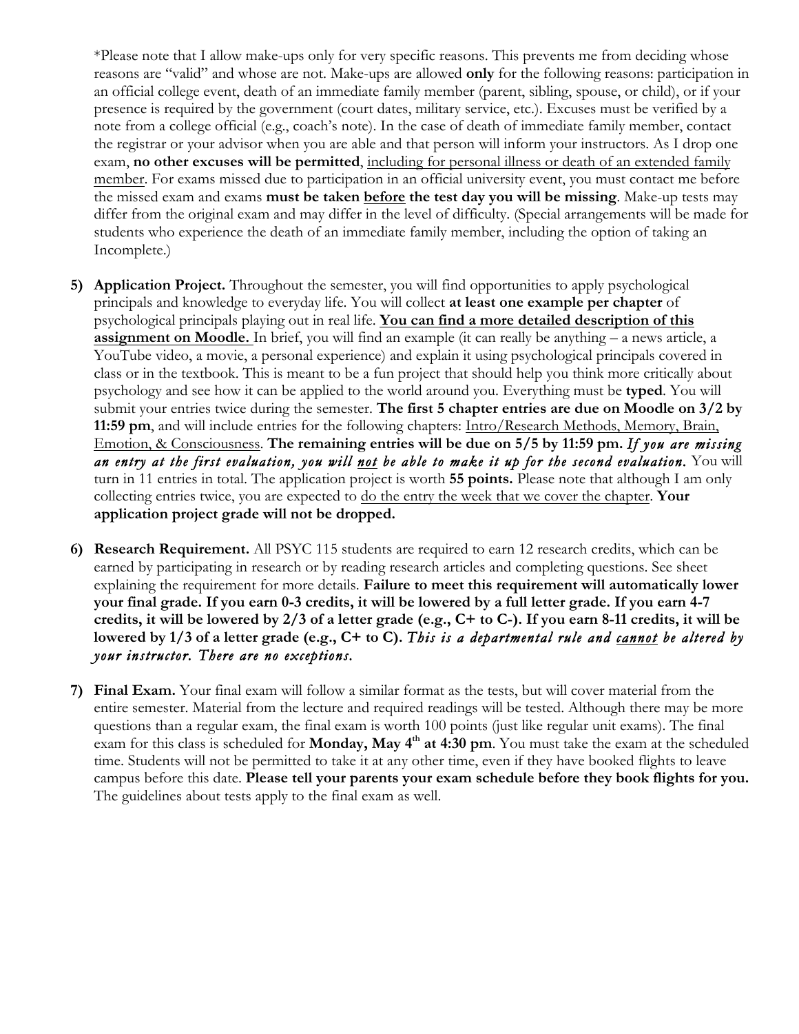*Please note that I allow make-ups only for very specific reasons. This prevents me from deciding whose reasons are "valid" and whose are not. Make-ups are allowed **only** for the following reasons: participation in an official college event, death of an immediate family member (parent, sibling, spouse, or child), or if your presence is required by the government (court dates, military service, etc.). Excuses must be verified by a note from a college official (e.g., coach's note). In the case of death of immediate family member, contact the registrar or your advisor when you are able and that person will inform your instructors. As I drop one exam, **no other excuses will be permitted**, <u>including for personal illness or death of an extended family member</u>. For exams missed due to participation in an official university event, you must contact me before the missed exam and exams **must be taken <u>before</u> the test day you will be missing**. Make-up tests may differ from the original exam and may differ in the level of difficulty. (Special arrangements will be made for students who experience the death of an immediate family member, including the option of taking an Incomplete.)

5) **Application Project.** Throughout the semester, you will find opportunities to apply psychological principals and knowledge to everyday life. You will collect **at least one example per chapter** of psychological principals playing out in real life. **<u>You can find a more detailed description of this assignment on Moodle.</u>** In brief, you will find an example (it can really be anything – a news article, a YouTube video, a movie, a personal experience) and explain it using psychological principals covered in class or in the textbook. This is meant to be a fun project that should help you think more critically about psychology and see how it can be applied to the world around you. Everything must be **typed**. You will submit your entries twice during the semester. **The first 5 chapter entries are due on Moodle on 3/2 by 11:59 pm**, and will include entries for the following chapters: <u>Intro/Research Methods, Memory, Brain, Emotion, & Consciousness</u>. **The remaining entries will be due on 5/5 by 11:59 pm.** ***If you are missing an entry at the first evaluation, you will <u>not</u> be able to make it up for the second evaluation.*** You will turn in 11 entries in total. The application project is worth **55 points.** Please note that although I am only collecting entries twice, you are expected to <u>do the entry the week that we cover the chapter</u>. **Your application project grade will not be dropped.**

6) **Research Requirement.** All PSYC 115 students are required to earn 12 research credits, which can be earned by participating in research or by reading research articles and completing questions. See sheet explaining the requirement for more details. **Failure to meet this requirement will automatically lower your final grade. If you earn 0-3 credits, it will be lowered by a full letter grade. If you earn 4-7 credits, it will be lowered by 2/3 of a letter grade (e.g., C+ to C-). If you earn 8-11 credits, it will be lowered by 1/3 of a letter grade (e.g., C+ to C).** *This is a departmental rule and <u>cannot</u> be altered by your instructor. There are no exceptions.*

7) **Final Exam.** Your final exam will follow a similar format as the tests, but will cover material from the entire semester. Material from the lecture and required readings will be tested. Although there may be more questions than a regular exam, the final exam is worth 100 points (just like regular unit exams). The final exam for this class is scheduled for **Monday, May 4th at 4:30 pm**. You must take the exam at the scheduled time. Students will not be permitted to take it at any other time, even if they have booked flights to leave campus before this date. **Please tell your parents your exam schedule before they book flights for you.** The guidelines about tests apply to the final exam as well.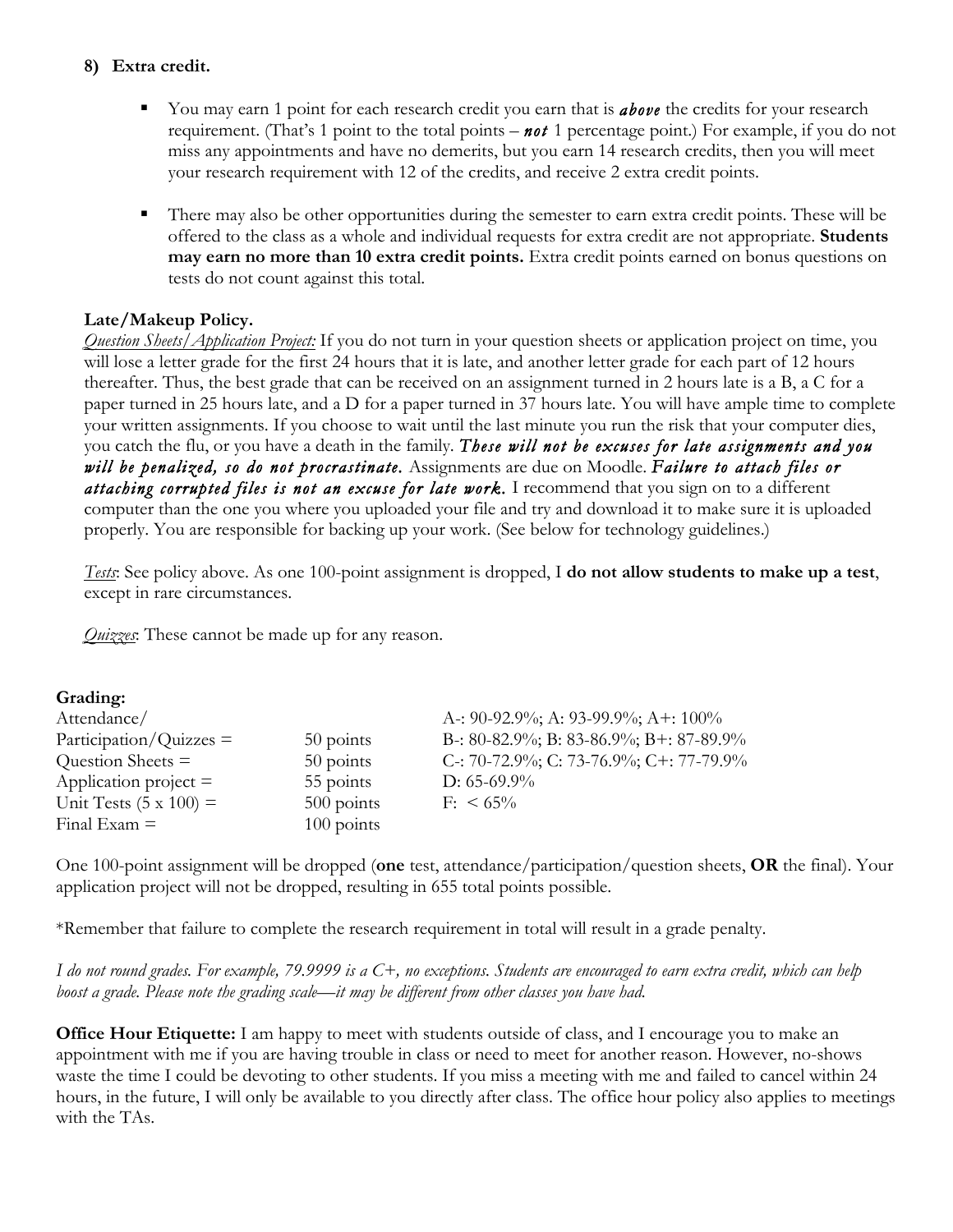**8) Extra credit.**

- You may earn 1 point for each research credit you earn that is ***above*** the credits for your research requirement. (That's 1 point to the total points – ***not*** 1 percentage point.) For example, if you do not miss any appointments and have no demerits, but you earn 14 research credits, then you will meet your research requirement with 12 of the credits, and receive 2 extra credit points.

- There may also be other opportunities during the semester to earn extra credit points. These will be offered to the class as a whole and individual requests for extra credit are not appropriate. **Students may earn no more than 10 extra credit points.** Extra credit points earned on bonus questions on tests do not count against this total.

**Late/Makeup Policy.**

*Question Sheets/Application Project:* If you do not turn in your question sheets or application project on time, you will lose a letter grade for the first 24 hours that it is late, and another letter grade for each part of 12 hours thereafter. Thus, the best grade that can be received on an assignment turned in 2 hours late is a B, a C for a paper turned in 25 hours late, and a D for a paper turned in 37 hours late. You will have ample time to complete your written assignments. If you choose to wait until the last minute you run the risk that your computer dies, you catch the flu, or you have a death in the family. ***These will not be excuses for late assignments and you will be penalized, so do not procrastinate.*** Assignments are due on Moodle. ***Failure to attach files or attaching corrupted files is not an excuse for late work.*** I recommend that you sign on to a different computer than the one you where you uploaded your file and try and download it to make sure it is uploaded properly. You are responsible for backing up your work. (See below for technology guidelines.)

*Tests*: See policy above. As one 100-point assignment is dropped, I **do not allow students to make up a test**, except in rare circumstances.

*Quizzes*: These cannot be made up for any reason.

**Grading:**

| | | |
|---|---|---|
| Attendance/ Participation/Quizzes = | 50 points | A-: 90-92.9%; A: 93-99.9%; A+: 100% |
| Question Sheets = | 50 points | B-: 80-82.9%; B: 83-86.9%; B+: 87-89.9% |
| Application project = | 55 points | C-: 70-72.9%; C: 73-76.9%; C+: 77-79.9% |
| Unit Tests (5 x 100) = | 500 points | D: 65-69.9% |
| Final Exam = | 100 points | F: < 65% |

One 100-point assignment will be dropped (**one** test, attendance/participation/question sheets, **OR** the final). Your application project will not be dropped, resulting in 655 total points possible.

*Remember that failure to complete the research requirement in total will result in a grade penalty.

*I do not round grades. For example, 79.9999 is a C+, no exceptions. Students are encouraged to earn extra credit, which can help boost a grade. Please note the grading scale—it may be different from other classes you have had.*

**Office Hour Etiquette:** I am happy to meet with students outside of class, and I encourage you to make an appointment with me if you are having trouble in class or need to meet for another reason. However, no-shows waste the time I could be devoting to other students. If you miss a meeting with me and failed to cancel within 24 hours, in the future, I will only be available to you directly after class. The office hour policy also applies to meetings with the TAs.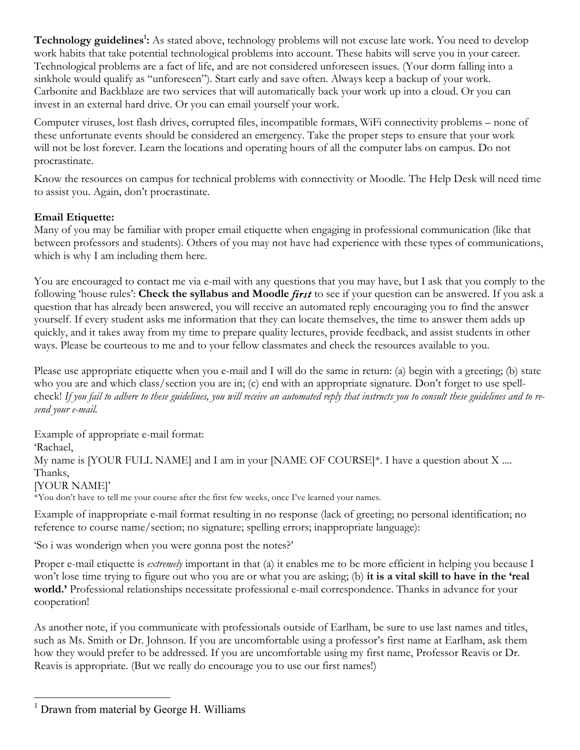**Technology guidelines[1]:** As stated above, technology problems will not excuse late work. You need to develop work habits that take potential technological problems into account. These habits will serve you in your career. Technological problems are a fact of life, and are not considered unforeseen issues. (Your dorm falling into a sinkhole would qualify as "unforeseen"). Start early and save often. Always keep a backup of your work. Carbonite and Backblaze are two services that will automatically back your work up into a cloud. Or you can invest in an external hard drive. Or you can email yourself your work.

Computer viruses, lost flash drives, corrupted files, incompatible formats, WiFi connectivity problems – none of these unfortunate events should be considered an emergency. Take the proper steps to ensure that your work will not be lost forever. Learn the locations and operating hours of all the computer labs on campus. Do not procrastinate.

Know the resources on campus for technical problems with connectivity or Moodle. The Help Desk will need time to assist you. Again, don't procrastinate.

**Email Etiquette:**
Many of you may be familiar with proper email etiquette when engaging in professional communication (like that between professors and students). Others of you may not have had experience with these types of communications, which is why I am including them here.

You are encouraged to contact me via e-mail with any questions that you may have, but I ask that you comply to the following 'house rules': **Check the syllabus and Moodle *first*** to see if your question can be answered. If you ask a question that has already been answered, you will receive an automated reply encouraging you to find the answer yourself. If every student asks me information that they can locate themselves, the time to answer them adds up quickly, and it takes away from my time to prepare quality lectures, provide feedback, and assist students in other ways. Please be courteous to me and to your fellow classmates and check the resources available to you.

Please use appropriate etiquette when you e-mail and I will do the same in return: (a) begin with a greeting; (b) state who you are and which class/section you are in; (c) end with an appropriate signature. Don't forget to use spell-check! *If you fail to adhere to these guidelines, you will receive an automated reply that instructs you to consult these guidelines and to re-send your e-mail.*

Example of appropriate e-mail format:
'Rachael,
My name is [YOUR FULL NAME] and I am in your [NAME OF COURSE]*. I have a question about X ....
Thanks,
[YOUR NAME]'
*You don't have to tell me your course after the first few weeks, once I've learned your names.

Example of inappropriate e-mail format resulting in no response (lack of greeting; no personal identification; no reference to course name/section; no signature; spelling errors; inappropriate language):

'So i was wonderign when you were gonna post the notes?'

Proper e-mail etiquette is *extremely* important in that (a) it enables me to be more efficient in helping you because I won't lose time trying to figure out who you are or what you are asking; (b) **it is a vital skill to have in the 'real world.'** Professional relationships necessitate professional e-mail correspondence. Thanks in advance for your cooperation!

As another note, if you communicate with professionals outside of Earlham, be sure to use last names and titles, such as Ms. Smith or Dr. Johnson. If you are uncomfortable using a professor's first name at Earlham, ask them how they would prefer to be addressed. If you are uncomfortable using my first name, Professor Reavis or Dr. Reavis is appropriate. (But we really do encourage you to use our first names!)

[1] Drawn from material by George H. Williams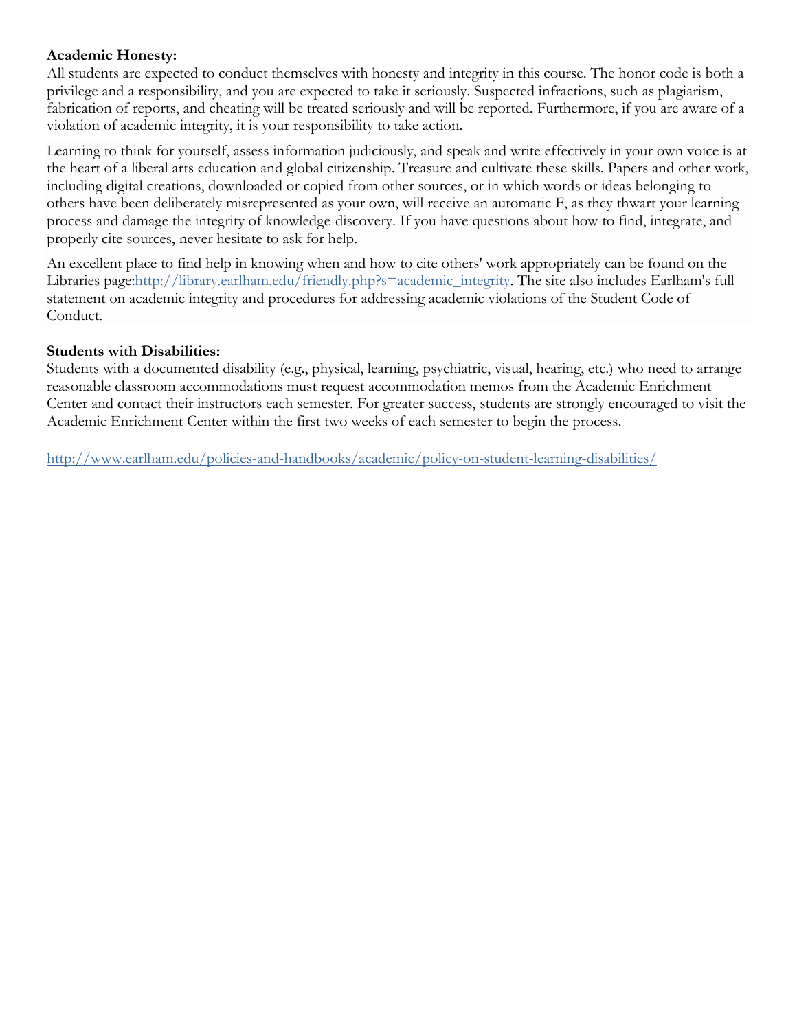**Academic Honesty:**
All students are expected to conduct themselves with honesty and integrity in this course. The honor code is both a privilege and a responsibility, and you are expected to take it seriously. Suspected infractions, such as plagiarism, fabrication of reports, and cheating will be treated seriously and will be reported. Furthermore, if you are aware of a violation of academic integrity, it is your responsibility to take action.

Learning to think for yourself, assess information judiciously, and speak and write effectively in your own voice is at the heart of a liberal arts education and global citizenship. Treasure and cultivate these skills. Papers and other work, including digital creations, downloaded or copied from other sources, or in which words or ideas belonging to others have been deliberately misrepresented as your own, will receive an automatic F, as they thwart your learning process and damage the integrity of knowledge-discovery. If you have questions about how to find, integrate, and properly cite sources, never hesitate to ask for help.

An excellent place to find help in knowing when and how to cite others' work appropriately can be found on the Libraries page:http://library.earlham.edu/friendly.php?s=academic_integrity. The site also includes Earlham's full statement on academic integrity and procedures for addressing academic violations of the Student Code of Conduct.

**Students with Disabilities:**
Students with a documented disability (e.g., physical, learning, psychiatric, visual, hearing, etc.) who need to arrange reasonable classroom accommodations must request accommodation memos from the Academic Enrichment Center and contact their instructors each semester. For greater success, students are strongly encouraged to visit the Academic Enrichment Center within the first two weeks of each semester to begin the process.

http://www.earlham.edu/policies-and-handbooks/academic/policy-on-student-learning-disabilities/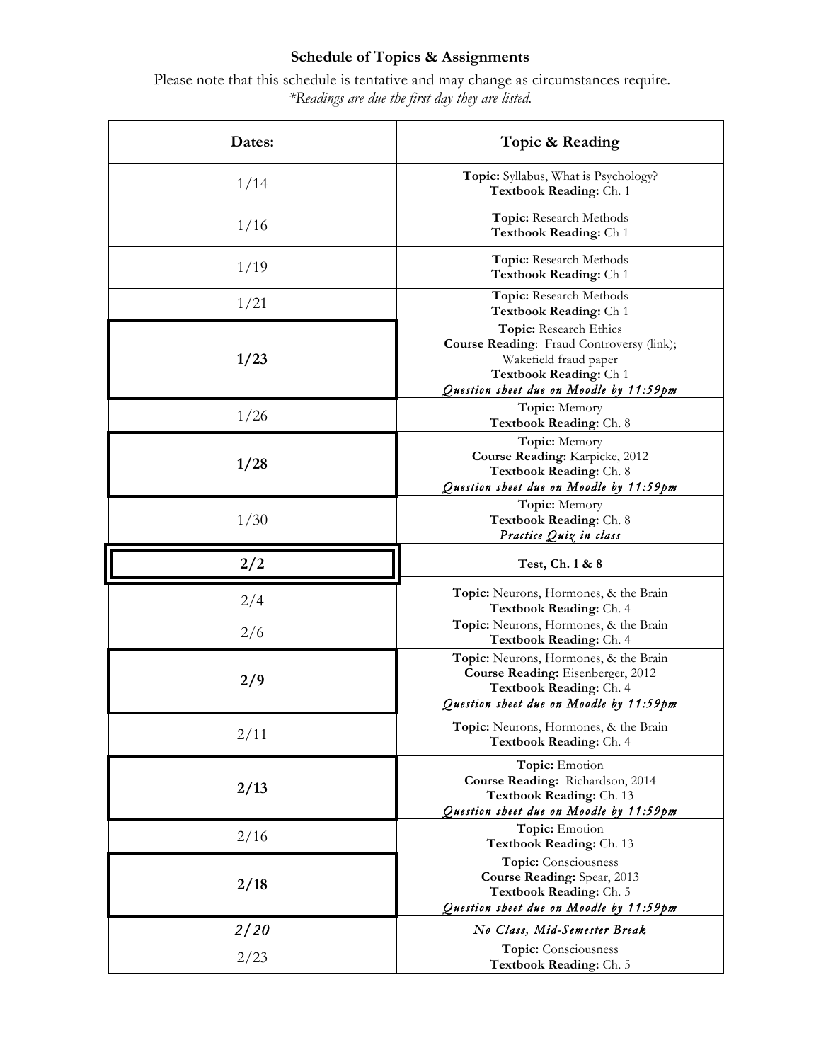**Schedule of Topics & Assignments**

Please note that this schedule is tentative and may change as circumstances require.
*\*Readings are due the first day they are listed.*

| Dates: | Topic & Reading |
|---|---|
| 1/14 | **Topic:** Syllabus, What is Psychology?<br>**Textbook Reading:** Ch. 1 |
| 1/16 | **Topic:** Research Methods<br>**Textbook Reading:** Ch 1 |
| 1/19 | **Topic:** Research Methods<br>**Textbook Reading:** Ch 1 |
| 1/21 | **Topic:** Research Methods<br>**Textbook Reading:** Ch 1 |
| **1/23** | **Topic:** Research Ethics<br>**Course Reading**: Fraud Controversy (link); Wakefield fraud paper<br>**Textbook Reading:** Ch 1<br>*Question sheet due on Moodle by 11:59pm* |
| 1/26 | **Topic:** Memory<br>**Textbook Reading:** Ch. 8 |
| **1/28** | **Topic:** Memory<br>**Course Reading:** Karpicke, 2012<br>**Textbook Reading:** Ch. 8<br>*Question sheet due on Moodle by 11:59pm* |
| 1/30 | **Topic:** Memory<br>**Textbook Reading:** Ch. 8<br>*Practice Quiz in class* |
| **2/2** | **Test, Ch. 1 & 8** |
| 2/4 | **Topic:** Neurons, Hormones, & the Brain<br>**Textbook Reading:** Ch. 4 |
| 2/6 | **Topic:** Neurons, Hormones, & the Brain<br>**Textbook Reading:** Ch. 4 |
| **2/9** | **Topic:** Neurons, Hormones, & the Brain<br>**Course Reading:** Eisenberger, 2012<br>**Textbook Reading:** Ch. 4<br>*Question sheet due on Moodle by 11:59pm* |
| 2/11 | **Topic:** Neurons, Hormones, & the Brain<br>**Textbook Reading:** Ch. 4 |
| **2/13** | **Topic:** Emotion<br>**Course Reading:** Richardson, 2014<br>**Textbook Reading:** Ch. 13<br>*Question sheet due on Moodle by 11:59pm* |
| 2/16 | **Topic:** Emotion<br>**Textbook Reading:** Ch. 13 |
| **2/18** | **Topic:** Consciousness<br>**Course Reading:** Spear, 2013<br>**Textbook Reading:** Ch. 5<br>*Question sheet due on Moodle by 11:59pm* |
| *2/20* | *No Class, Mid-Semester Break* |
| 2/23 | **Topic:** Consciousness<br>**Textbook Reading:** Ch. 5 |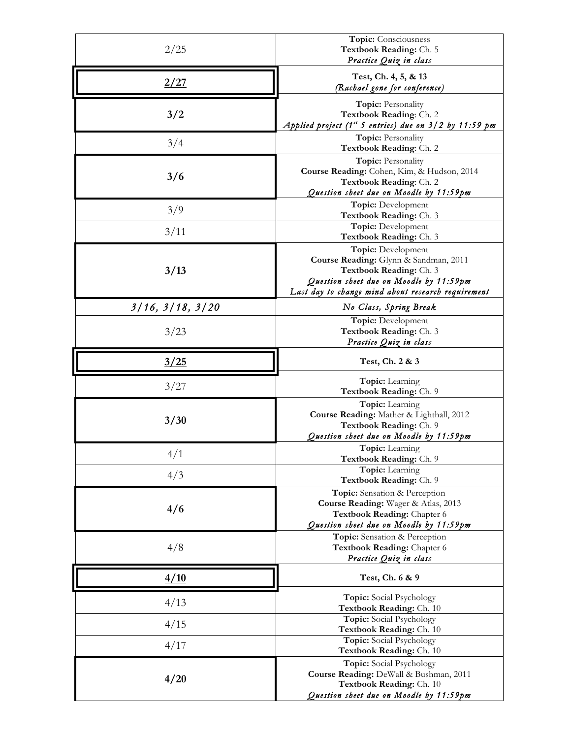| Date | Topic / Readings |
|---|---|
| 2/25 | **Topic:** Consciousness<br>**Textbook Reading:** Ch. 5<br>*Practice Quiz in class* |
| **2/27** | **Test, Ch. 4, 5, & 13**<br>*(Rachael gone for conference)* |
| **3/2** | **Topic:** Personality<br>**Textbook Reading**: Ch. 2<br>*Applied project (1st 5 entries) due on 3/2 by 11:59 pm* |
| 3/4 | **Topic:** Personality<br>**Textbook Reading**: Ch. 2 |
| **3/6** | **Topic:** Personality<br>**Course Reading:** Cohen, Kim, & Hudson, 2014<br>**Textbook Reading**: Ch. 2<br>*Question sheet due on Moodle by 11:59pm* |
| 3/9 | **Topic:** Development<br>**Textbook Reading:** Ch. 3 |
| 3/11 | **Topic:** Development<br>**Textbook Reading:** Ch. 3 |
| **3/13** | **Topic:** Development<br>**Course Reading:** Glynn & Sandman, 2011<br>**Textbook Reading:** Ch. 3<br>*Question sheet due on Moodle by 11:59pm*<br>*Last day to change mind about research requirement* |
| *3/16, 3/18, 3/20* | *No Class, Spring Break* |
| 3/23 | **Topic:** Development<br>**Textbook Reading:** Ch. 3<br>*Practice Quiz in class* |
| **3/25** | **Test, Ch. 2 & 3** |
| 3/27 | **Topic:** Learning<br>**Textbook Reading:** Ch. 9 |
| **3/30** | **Topic:** Learning<br>**Course Reading:** Mather & Lighthall, 2012<br>**Textbook Reading:** Ch. 9<br>*Question sheet due on Moodle by 11:59pm* |
| 4/1 | **Topic:** Learning<br>**Textbook Reading:** Ch. 9 |
| 4/3 | **Topic:** Learning<br>**Textbook Reading:** Ch. 9 |
| **4/6** | **Topic:** Sensation & Perception<br>**Course Reading:** Wager & Atlas, 2013<br>**Textbook Reading:** Chapter 6<br>*Question sheet due on Moodle by 11:59pm* |
| 4/8 | **Topic:** Sensation & Perception<br>**Textbook Reading:** Chapter 6<br>*Practice Quiz in class* |
| **4/10** | **Test, Ch. 6 & 9** |
| 4/13 | **Topic:** Social Psychology<br>**Textbook Reading:** Ch. 10 |
| 4/15 | **Topic:** Social Psychology<br>**Textbook Reading:** Ch. 10 |
| 4/17 | **Topic:** Social Psychology<br>**Textbook Reading:** Ch. 10 |
| **4/20** | **Topic:** Social Psychology<br>**Course Reading:** DeWall & Bushman, 2011<br>**Textbook Reading:** Ch. 10<br>*Question sheet due on Moodle by 11:59pm* |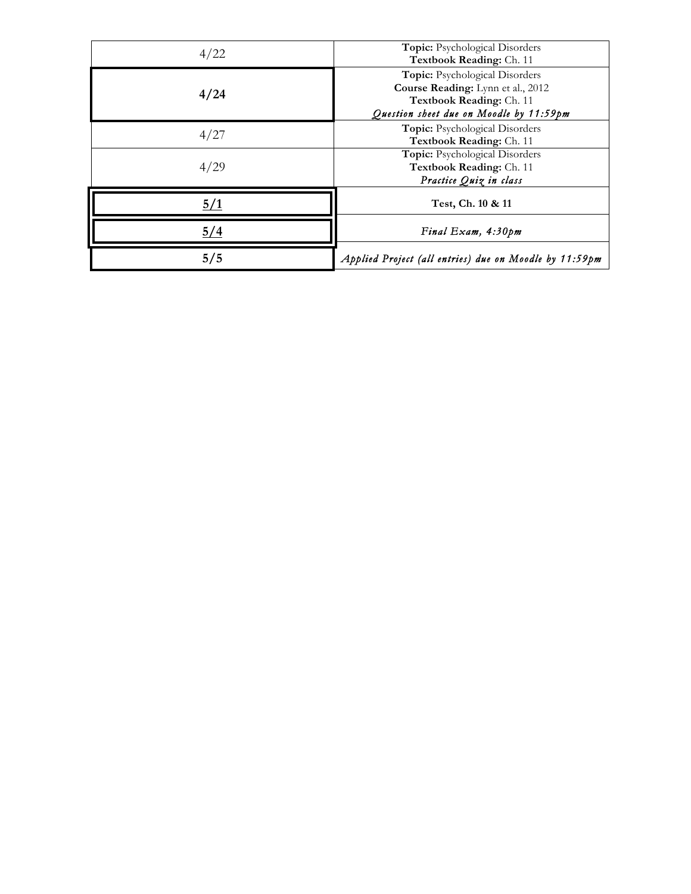| | |
|---|---|
| 4/22 | **Topic:** Psychological Disorders<br>**Textbook Reading:** Ch. 11 |
| **4/24** | **Topic:** Psychological Disorders<br>**Course Reading:** Lynn et al., 2012<br>**Textbook Reading:** Ch. 11<br>*Question sheet due on Moodle by 11:59pm* |
| 4/27 | **Topic:** Psychological Disorders<br>**Textbook Reading:** Ch. 11 |
| 4/29 | **Topic:** Psychological Disorders<br>**Textbook Reading:** Ch. 11<br>*Practice Quiz in class* |
| **5/1** | **Test, Ch. 10 & 11** |
| **5/4** | *Final Exam, 4:30pm* |
| **5/5** | *Applied Project (all entries) due on Moodle by 11:59pm* |